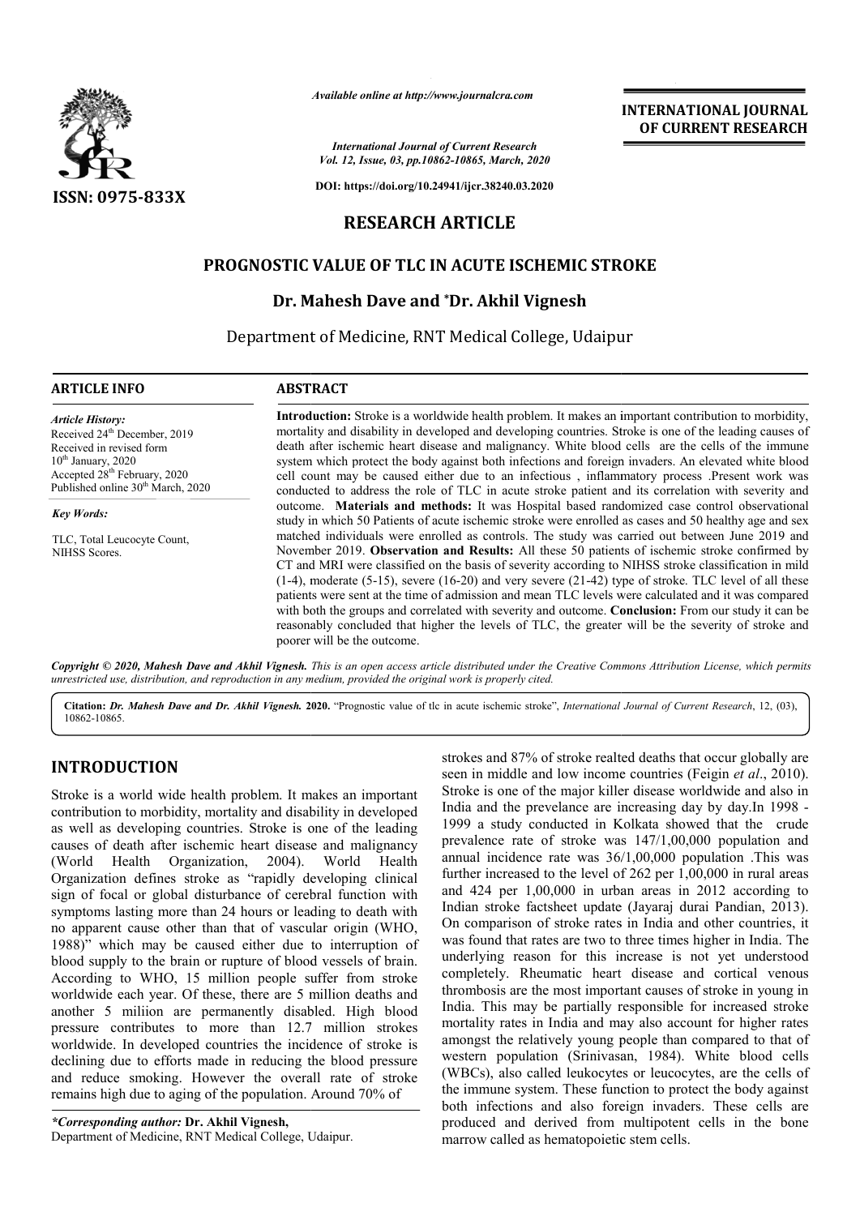ISSN: 0975-833X

Available online at http://www.journalcra.com

International Journal of Current Research
Vol. 12, Issue, 03, pp.10862-10865, March, 2020

DOI: https://doi.org/10.24941/ijcr.38240.03.2020

INTERNATIONAL JOURNAL OF CURRENT RESEARCH

## RESEARCH ARTICLE

# PROGNOSTIC VALUE OF TLC IN ACUTE ISCHEMIC STROKE

**Dr. Mahesh Dave and *Dr. Akhil Vignesh**

Department of Medicine, RNT Medical College, Udaipur

### ARTICLE INFO

*Article History:*
Received 24th December, 2019
Received in revised form
10th January, 2020
Accepted 28th February, 2020
Published online 30th March, 2020

*Key Words:*

TLC, Total Leucocyte Count, NIHSS Scores.

### ABSTRACT

**Introduction:** Stroke is a worldwide health problem. It makes an important contribution to morbidity, mortality and disability in developed and developing countries. Stroke is one of the leading causes of death after ischemic heart disease and malignancy. White blood cells are the cells of the immune system which protect the body against both infections and foreign invaders. An elevated white blood cell count may be caused either due to an infectious , inflammatory process .Present work was conducted to address the role of TLC in acute stroke patient and its correlation with severity and outcome. **Materials and methods:** It was Hospital based randomized case control observational study in which 50 Patients of acute ischemic stroke were enrolled as cases and 50 healthy age and sex matched individuals were enrolled as controls. The study was carried out between June 2019 and November 2019. **Observation and Results:** All these 50 patients of ischemic stroke confirmed by CT and MRI were classified on the basis of severity according to NIHSS stroke classification in mild (1-4), moderate (5-15), severe (16-20) and very severe (21-42) type of stroke. TLC level of all these patients were sent at the time of admission and mean TLC levels were calculated and it was compared with both the groups and correlated with severity and outcome. **Conclusion:** From our study it can be reasonably concluded that higher the levels of TLC, the greater will be the severity of stroke and poorer will be the outcome.

*Copyright © 2020, Mahesh Dave and Akhil Vignesh. This is an open access article distributed under the Creative Commons Attribution License, which permits unrestricted use, distribution, and reproduction in any medium, provided the original work is properly cited.*

**Citation:** *Dr. Mahesh Dave and Dr. Akhil Vignesh.* **2020.** "Prognostic value of tlc in acute ischemic stroke", *International Journal of Current Research*, 12, (03), 10862-10865.

## INTRODUCTION

Stroke is a world wide health problem. It makes an important contribution to morbidity, mortality and disability in developed as well as developing countries. Stroke is one of the leading causes of death after ischemic heart disease and malignancy (World Health Organization, 2004). World Health Organization defines stroke as "rapidly developing clinical sign of focal or global disturbance of cerebral function with symptoms lasting more than 24 hours or leading to death with no apparent cause other than that of vascular origin (WHO, 1988)" which may be caused either due to interruption of blood supply to the brain or rupture of blood vessels of brain. According to WHO, 15 million people suffer from stroke worldwide each year. Of these, there are 5 million deaths and another 5 miliion are permanently disabled. High blood pressure contributes to more than 12.7 million strokes worldwide. In developed countries the incidence of stroke is declining due to efforts made in reducing the blood pressure and reduce smoking. However the overall rate of stroke remains high due to aging of the population. Around 70% of strokes and 87% of stroke realted deaths that occur globally are seen in middle and low income countries (Feigin *et al*., 2010). Stroke is one of the major killer disease worldwide and also in India and the prevelance are increasing day by day.In 1998 - 1999 a study conducted in Kolkata showed that the crude prevalence rate of stroke was 147/1,00,000 population and annual incidence rate was 36/1,00,000 population .This was further increased to the level of 262 per 1,00,000 in rural areas and 424 per 1,00,000 in urban areas in 2012 according to Indian stroke factsheet update (Jayaraj durai Pandian, 2013). On comparison of stroke rates in India and other countries, it was found that rates are two to three times higher in India. The underlying reason for this increase is not yet understood completely. Rheumatic heart disease and cortical venous thrombosis are the most important causes of stroke in young in India. This may be partially responsible for increased stroke mortality rates in India and may also account for higher rates amongst the relatively young people than compared to that of western population (Srinivasan, 1984). White blood cells (WBCs), also called leukocytes or leucocytes, are the cells of the immune system. These function to protect the body against both infections and also foreign invaders. These cells are produced and derived from multipotent cells in the bone marrow called as hematopoietic stem cells.

**\*Corresponding author:** **Dr. Akhil Vignesh,**
Department of Medicine, RNT Medical College, Udaipur.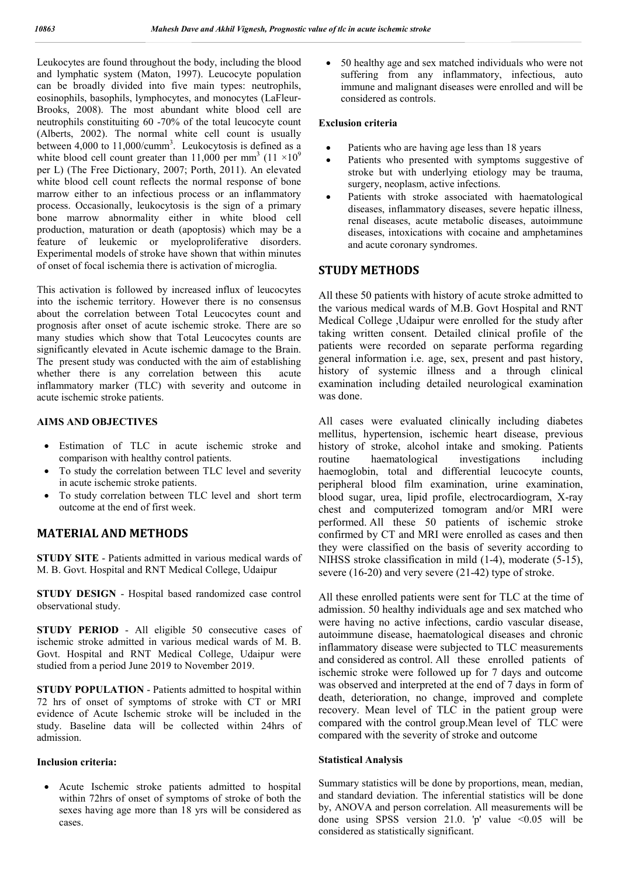Leukocytes are found throughout the body, including the blood and lymphatic system (Maton, 1997). Leucocyte population can be broadly divided into five main types: neutrophils, eosinophils, basophils, lymphocytes, and monocytes (LaFleur-Brooks, 2008). The most abundant white blood cell are neutrophils constituiting 60 -70% of the total leucocyte count (Alberts, 2002). The normal white cell count is usually between 4,000 to 11,000/cumm$^3$. Leukocytosis is defined as a white blood cell count greater than 11,000 per mm$^3$ ($11 \times 10^9$ per L) (The Free Dictionary, 2007; Porth, 2011). An elevated white blood cell count reflects the normal response of bone marrow either to an infectious process or an inflammatory process. Occasionally, leukocytosis is the sign of a primary bone marrow abnormality either in white blood cell production, maturation or death (apoptosis) which may be a feature of leukemic or myeloproliferative disorders. Experimental models of stroke have shown that within minutes of onset of focal ischemia there is activation of microglia.

This activation is followed by increased influx of leucocytes into the ischemic territory. However there is no consensus about the correlation between Total Leucocytes count and prognosis after onset of acute ischemic stroke. There are so many studies which show that Total Leucocytes counts are significantly elevated in Acute ischemic damage to the Brain. The present study was conducted with the aim of establishing whether there is any correlation between this acute inflammatory marker (TLC) with severity and outcome in acute ischemic stroke patients.

### AIMS AND OBJECTIVES

- Estimation of TLC in acute ischemic stroke and comparison with healthy control patients.
- To study the correlation between TLC level and severity in acute ischemic stroke patients.
- To study correlation between TLC level and short term outcome at the end of first week.

## MATERIAL AND METHODS

**STUDY SITE** - Patients admitted in various medical wards of M. B. Govt. Hospital and RNT Medical College, Udaipur

**STUDY DESIGN** - Hospital based randomized case control observational study.

**STUDY PERIOD** - All eligible 50 consecutive cases of ischemic stroke admitted in various medical wards of M. B. Govt. Hospital and RNT Medical College, Udaipur were studied from a period June 2019 to November 2019.

**STUDY POPULATION** - Patients admitted to hospital within 72 hrs of onset of symptoms of stroke with CT or MRI evidence of Acute Ischemic stroke will be included in the study. Baseline data will be collected within 24hrs of admission.

### Inclusion criteria:

- Acute Ischemic stroke patients admitted to hospital within 72hrs of onset of symptoms of stroke of both the sexes having age more than 18 yrs will be considered as cases.
- 50 healthy age and sex matched individuals who were not suffering from any inflammatory, infectious, auto immune and malignant diseases were enrolled and will be considered as controls.

### Exclusion criteria

- Patients who are having age less than 18 years
- Patients who presented with symptoms suggestive of stroke but with underlying etiology may be trauma, surgery, neoplasm, active infections.
- Patients with stroke associated with haematological diseases, inflammatory diseases, severe hepatic illness, renal diseases, acute metabolic diseases, autoimmune diseases, intoxications with cocaine and amphetamines and acute coronary syndromes.

## STUDY METHODS

All these 50 patients with history of acute stroke admitted to the various medical wards of M.B. Govt Hospital and RNT Medical College ,Udaipur were enrolled for the study after taking written consent. Detailed clinical profile of the patients were recorded on separate performa regarding general information i.e. age, sex, present and past history, history of systemic illness and a through clinical examination including detailed neurological examination was done.

All cases were evaluated clinically including diabetes mellitus, hypertension, ischemic heart disease, previous history of stroke, alcohol intake and smoking. Patients routine haematological investigations including haemoglobin, total and differential leucocyte counts, peripheral blood film examination, urine examination, blood sugar, urea, lipid profile, electrocardiogram, X-ray chest and computerized tomogram and/or MRI were performed. All these 50 patients of ischemic stroke confirmed by CT and MRI were enrolled as cases and then they were classified on the basis of severity according to NIHSS stroke classification in mild (1-4), moderate (5-15), severe (16-20) and very severe (21-42) type of stroke.

All these enrolled patients were sent for TLC at the time of admission. 50 healthy individuals age and sex matched who were having no active infections, cardio vascular disease, autoimmune disease, haematological diseases and chronic inflammatory disease were subjected to TLC measurements and considered as control. All these enrolled patients of ischemic stroke were followed up for 7 days and outcome was observed and interpreted at the end of 7 days in form of death, deterioration, no change, improved and complete recovery. Mean level of TLC in the patient group were compared with the control group.Mean level of TLC were compared with the severity of stroke and outcome

### Statistical Analysis

Summary statistics will be done by proportions, mean, median, and standard deviation. The inferential statistics will be done by, ANOVA and person correlation. All measurements will be done using SPSS version 21.0. 'p' value <0.05 will be considered as statistically significant.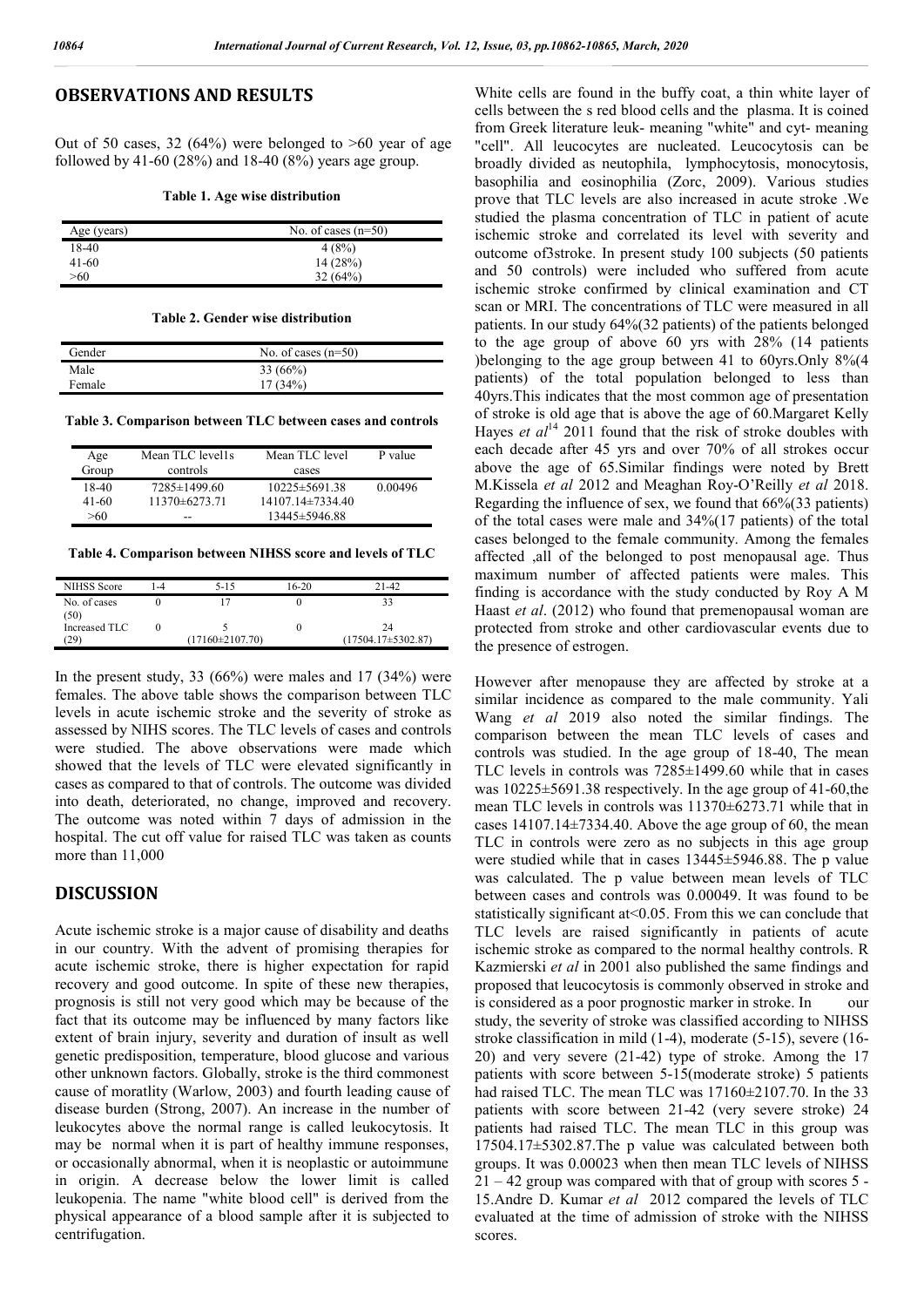## OBSERVATIONS AND RESULTS

Out of 50 cases, 32 (64%) were belonged to >60 year of age followed by 41-60 (28%) and 18-40 (8%) years age group.

**Table 1. Age wise distribution**

| Age (years) | No. of cases (n=50) |
|---|---|
| 18-40 | 4 (8%) |
| 41-60 | 14 (28%) |
| >60 | 32 (64%) |

**Table 2. Gender wise distribution**

| Gender | No. of cases (n=50) |
|---|---|
| Male | 33 (66%) |
| Female | 17 (34%) |

**Table 3. Comparison between TLC between cases and controls**

| Age Group | Mean TLC level1s controls | Mean TLC level cases | P value |
|---|---|---|---|
| 18-40 | 7285±1499.60 | 10225±5691.38 | 0.00496 |
| 41-60 | 11370±6273.71 | 14107.14±7334.40 | |
| >60 | -- | 13445±5946.88 | |

**Table 4. Comparison between NIHSS score and levels of TLC**

| NIHSS Score | 1-4 | 5-15 | 16-20 | 21-42 |
|---|---|---|---|---|
| No. of cases (50) | 0 | 17 | 0 | 33 |
| Increased TLC (29) | 0 | 5 (17160±2107.70) | 0 | 24 (17504.17±5302.87) |

In the present study, 33 (66%) were males and 17 (34%) were females. The above table shows the comparison between TLC levels in acute ischemic stroke and the severity of stroke as assessed by NIHS scores. The TLC levels of cases and controls were studied. The above observations were made which showed that the levels of TLC were elevated significantly in cases as compared to that of controls. The outcome was divided into death, deteriorated, no change, improved and recovery. The outcome was noted within 7 days of admission in the hospital. The cut off value for raised TLC was taken as counts more than 11,000

## DISCUSSION

Acute ischemic stroke is a major cause of disability and deaths in our country. With the advent of promising therapies for acute ischemic stroke, there is higher expectation for rapid recovery and good outcome. In spite of these new therapies, prognosis is still not very good which may be because of the fact that its outcome may be influenced by many factors like extent of brain injury, severity and duration of insult as well genetic predisposition, temperature, blood glucose and various other unknown factors. Globally, stroke is the third commonest cause of moratlity (Warlow, 2003) and fourth leading cause of disease burden (Strong, 2007). An increase in the number of leukocytes above the normal range is called leukocytosis. It may be normal when it is part of healthy immune responses, or occasionally abnormal, when it is neoplastic or autoimmune in origin. A decrease below the lower limit is called leukopenia. The name "white blood cell" is derived from the physical appearance of a blood sample after it is subjected to centrifugation.

White cells are found in the buffy coat, a thin white layer of cells between the s red blood cells and the plasma. It is coined from Greek literature leuk- meaning "white" and cyt- meaning "cell". All leucocytes are nucleated. Leucocytosis can be broadly divided as neutophila, lymphocytosis, monocytosis, basophilia and eosinophilia (Zorc, 2009). Various studies prove that TLC levels are also increased in acute stroke .We studied the plasma concentration of TLC in patient of acute ischemic stroke and correlated its level with severity and outcome of3stroke. In present study 100 subjects (50 patients and 50 controls) were included who suffered from acute ischemic stroke confirmed by clinical examination and CT scan or MRI. The concentrations of TLC were measured in all patients. In our study 64%(32 patients) of the patients belonged to the age group of above 60 yrs with 28% (14 patients )belonging to the age group between 41 to 60yrs.Only 8%(4 patients) of the total population belonged to less than 40yrs.This indicates that the most common age of presentation of stroke is old age that is above the age of 60.Margaret Kelly Hayes *et al*[14] 2011 found that the risk of stroke doubles with each decade after 45 yrs and over 70% of all strokes occur above the age of 65.Similar findings were noted by Brett M.Kissela *et al* 2012 and Meaghan Roy-O'Reilly *et al* 2018. Regarding the influence of sex, we found that 66%(33 patients) of the total cases were male and 34%(17 patients) of the total cases belonged to the female community. Among the females affected ,all of the belonged to post menopausal age. Thus maximum number of affected patients were males. This finding is accordance with the study conducted by Roy A M Haast *et al*. (2012) who found that premenopausal woman are protected from stroke and other cardiovascular events due to the presence of estrogen.

However after menopause they are affected by stroke at a similar incidence as compared to the male community. Yali Wang *et al* 2019 also noted the similar findings. The comparison between the mean TLC levels of cases and controls was studied. In the age group of 18-40, The mean TLC levels in controls was 7285±1499.60 while that in cases was 10225±5691.38 respectively. In the age group of 41-60,the mean TLC levels in controls was 11370±6273.71 while that in cases 14107.14±7334.40. Above the age group of 60, the mean TLC in controls were zero as no subjects in this age group were studied while that in cases 13445±5946.88. The p value was calculated. The p value between mean levels of TLC between cases and controls was 0.00049. It was found to be statistically significant at<0.05. From this we can conclude that TLC levels are raised significantly in patients of acute ischemic stroke as compared to the normal healthy controls. R Kazmierski *et al* in 2001 also published the same findings and proposed that leucocytosis is commonly observed in stroke and is considered as a poor prognostic marker in stroke. In our study, the severity of stroke was classified according to NIHSS stroke classification in mild (1-4), moderate (5-15), severe (16-20) and very severe (21-42) type of stroke. Among the 17 patients with score between 5-15(moderate stroke) 5 patients had raised TLC. The mean TLC was 17160±2107.70. In the 33 patients with score between 21-42 (very severe stroke) 24 patients had raised TLC. The mean TLC in this group was 17504.17±5302.87.The p value was calculated between both groups. It was 0.00023 when then mean TLC levels of NIHSS 21 – 42 group was compared with that of group with scores 5 - 15.Andre D. Kumar *et al* 2012 compared the levels of TLC evaluated at the time of admission of stroke with the NIHSS scores.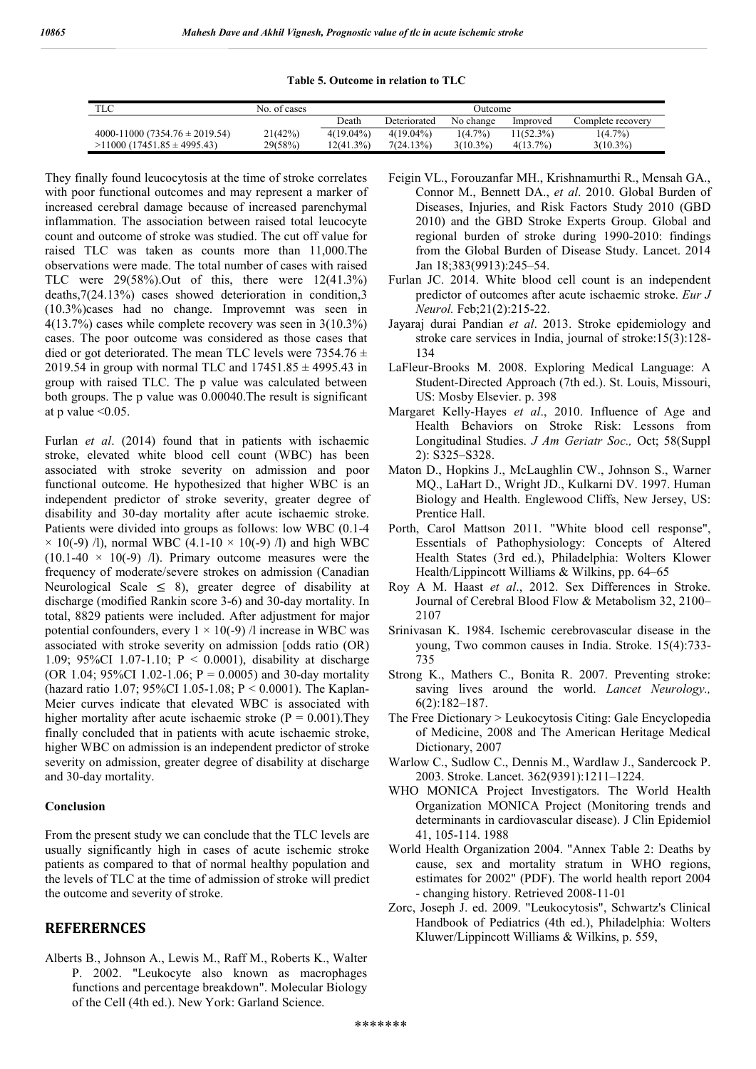**Table 5. Outcome in relation to TLC**

| TLC | No. of cases | Outcome | | | | |
|---|---|---|---|---|---|---|
| | | Death | Deteriorated | No change | Improved | Complete recovery |
| 4000-11000 (7354.76 ± 2019.54) | 21(42%) | 4(19.04%) | 4(19.04%) | 1(4.7%) | 11(52.3%) | 1(4.7%) |
| >11000 (17451.85 ± 4995.43) | 29(58%) | 12(41.3%) | 7(24.13%) | 3(10.3%) | 4(13.7%) | 3(10.3%) |

They finally found leucocytosis at the time of stroke correlates with poor functional outcomes and may represent a marker of increased cerebral damage because of increased parenchymal inflammation. The association between raised total leucocyte count and outcome of stroke was studied. The cut off value for raised TLC was taken as counts more than 11,000.The observations were made. The total number of cases with raised TLC were 29(58%).Out of this, there were 12(41.3%) deaths,7(24.13%) cases showed deterioration in condition,3 (10.3%)cases had no change. Improvemnt was seen in 4(13.7%) cases while complete recovery was seen in 3(10.3%) cases. The poor outcome was considered as those cases that died or got deteriorated. The mean TLC levels were 7354.76 ± 2019.54 in group with normal TLC and 17451.85 ± 4995.43 in group with raised TLC. The p value was calculated between both groups. The p value was 0.00040.The result is significant at p value <0.05.

Furlan *et al*. (2014) found that in patients with ischaemic stroke, elevated white blood cell count (WBC) has been associated with stroke severity on admission and poor functional outcome. He hypothesized that higher WBC is an independent predictor of stroke severity, greater degree of disability and 30-day mortality after acute ischaemic stroke. Patients were divided into groups as follows: low WBC (0.1-4 × 10(-9) /l), normal WBC (4.1-10 × 10(-9) /l) and high WBC (10.1-40 × 10(-9) /l). Primary outcome measures were the frequency of moderate/severe strokes on admission (Canadian Neurological Scale ≤ 8), greater degree of disability at discharge (modified Rankin score 3-6) and 30-day mortality. In total, 8829 patients were included. After adjustment for major potential confounders, every 1 × 10(-9) /l increase in WBC was associated with stroke severity on admission [odds ratio (OR) 1.09; 95%CI 1.07-1.10; P < 0.0001), disability at discharge (OR 1.04; 95%CI 1.02-1.06; P = 0.0005) and 30-day mortality (hazard ratio 1.07; 95%CI 1.05-1.08; P < 0.0001). The Kaplan-Meier curves indicate that elevated WBC is associated with higher mortality after acute ischaemic stroke (P = 0.001).They finally concluded that in patients with acute ischaemic stroke, higher WBC on admission is an independent predictor of stroke severity on admission, greater degree of disability at discharge and 30-day mortality.

### Conclusion

From the present study we can conclude that the TLC levels are usually significantly high in cases of acute ischemic stroke patients as compared to that of normal healthy population and the levels of TLC at the time of admission of stroke will predict the outcome and severity of stroke.

## REFERERNCES

Alberts B., Johnson A., Lewis M., Raff M., Roberts K., Walter P. 2002. "Leukocyte also known as macrophages functions and percentage breakdown". Molecular Biology of the Cell (4th ed.). New York: Garland Science.

Feigin VL., Forouzanfar MH., Krishnamurthi R., Mensah GA., Connor M., Bennett DA., *et al*. 2010. Global Burden of Diseases, Injuries, and Risk Factors Study 2010 (GBD 2010) and the GBD Stroke Experts Group. Global and regional burden of stroke during 1990-2010: findings from the Global Burden of Disease Study. Lancet. 2014 Jan 18;383(9913):245–54.

Furlan JC. 2014. White blood cell count is an independent predictor of outcomes after acute ischaemic stroke. *Eur J Neurol.* Feb;21(2):215-22.

Jayaraj durai Pandian *et al*. 2013. Stroke epidemiology and stroke care services in India, journal of stroke:15(3):128-134

LaFleur-Brooks M. 2008. Exploring Medical Language: A Student-Directed Approach (7th ed.). St. Louis, Missouri, US: Mosby Elsevier. p. 398

Margaret Kelly-Hayes *et al*., 2010. Influence of Age and Health Behaviors on Stroke Risk: Lessons from Longitudinal Studies. *J Am Geriatr Soc.,* Oct; 58(Suppl 2): S325–S328.

Maton D., Hopkins J., McLaughlin CW., Johnson S., Warner MQ., LaHart D., Wright JD., Kulkarni DV. 1997. Human Biology and Health. Englewood Cliffs, New Jersey, US: Prentice Hall.

Porth, Carol Mattson 2011. "White blood cell response", Essentials of Pathophysiology: Concepts of Altered Health States (3rd ed.), Philadelphia: Wolters Klower Health/Lippincott Williams & Wilkins, pp. 64–65

Roy A M. Haast *et al*., 2012. Sex Differences in Stroke. Journal of Cerebral Blood Flow & Metabolism 32, 2100–2107

Srinivasan K. 1984. Ischemic cerebrovascular disease in the young, Two common causes in India. Stroke. 15(4):733-735

Strong K., Mathers C., Bonita R. 2007. Preventing stroke: saving lives around the world. *Lancet Neurology.,* 6(2):182–187.

The Free Dictionary > Leukocytosis Citing: Gale Encyclopedia of Medicine, 2008 and The American Heritage Medical Dictionary, 2007

Warlow C., Sudlow C., Dennis M., Wardlaw J., Sandercock P. 2003. Stroke. Lancet. 362(9391):1211–1224.

WHO MONICA Project Investigators. The World Health Organization MONICA Project (Monitoring trends and determinants in cardiovascular disease). J Clin Epidemiol 41, 105-114. 1988

World Health Organization 2004. "Annex Table 2: Deaths by cause, sex and mortality stratum in WHO regions, estimates for 2002" (PDF). The world health report 2004 - changing history. Retrieved 2008-11-01

Zorc, Joseph J. ed. 2009. "Leukocytosis", Schwartz's Clinical Handbook of Pediatrics (4th ed.), Philadelphia: Wolters Kluwer/Lippincott Williams & Wilkins, p. 559,

\*\*\*\*\*\*\*